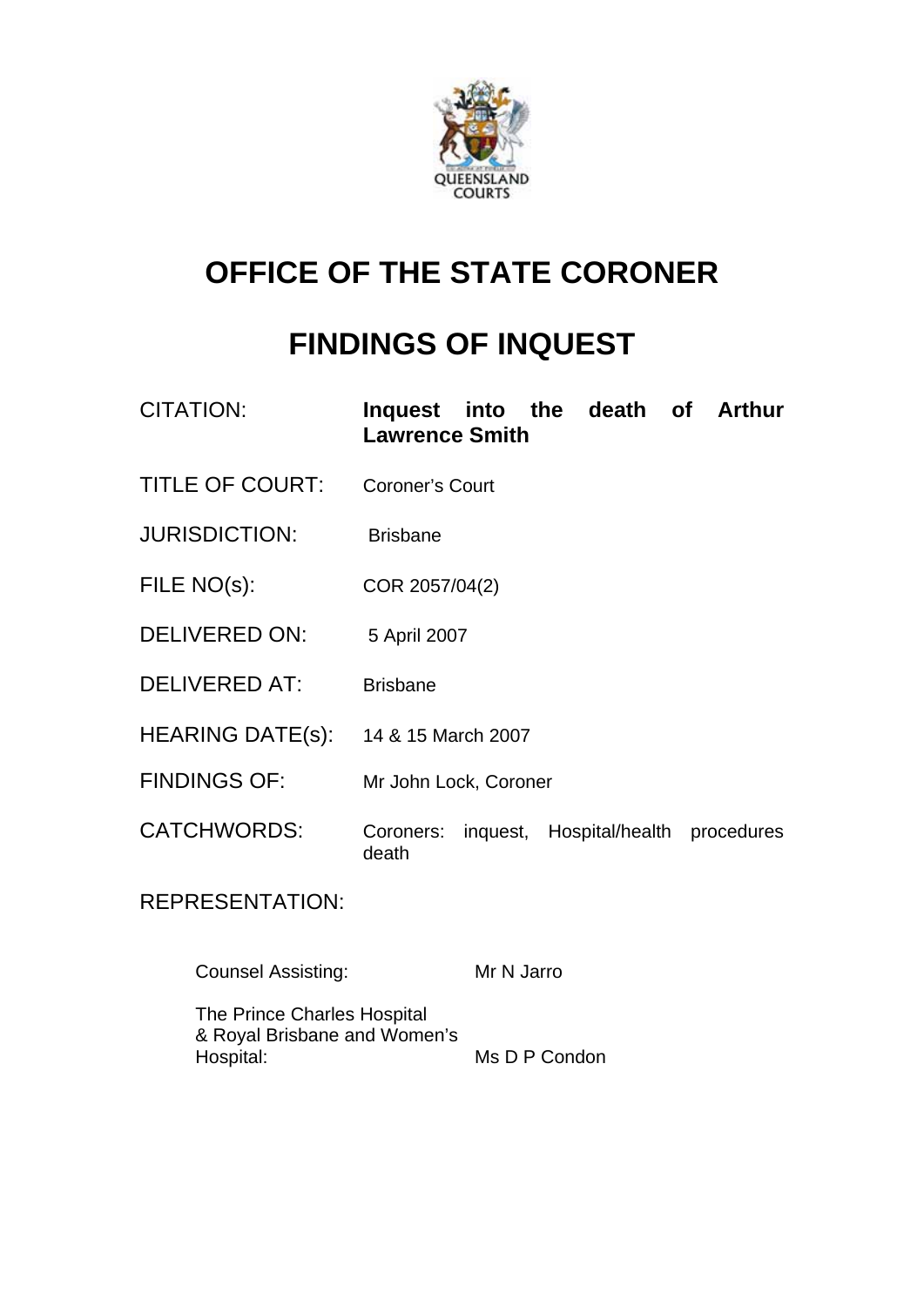QUEENSLAND COURTS

# OFFICE OF THE STATE CORONER

# FINDINGS OF INQUEST

| | |
|---|---|
| CITATION: | **Inquest into the death of Arthur Lawrence Smith** |
| TITLE OF COURT: | Coroner's Court |
| JURISDICTION: | Brisbane |
| FILE NO(s): | COR 2057/04(2) |
| DELIVERED ON: | 5 April 2007 |
| DELIVERED AT: | Brisbane |
| HEARING DATE(s): | 14 & 15 March 2007 |
| FINDINGS OF: | Mr John Lock, Coroner |
| CATCHWORDS: | Coroners: inquest, Hospital/health procedures death |

REPRESENTATION:

| | |
|---|---|
| Counsel Assisting: | Mr N Jarro |
| The Prince Charles Hospital & Royal Brisbane and Women's Hospital: | Ms D P Condon |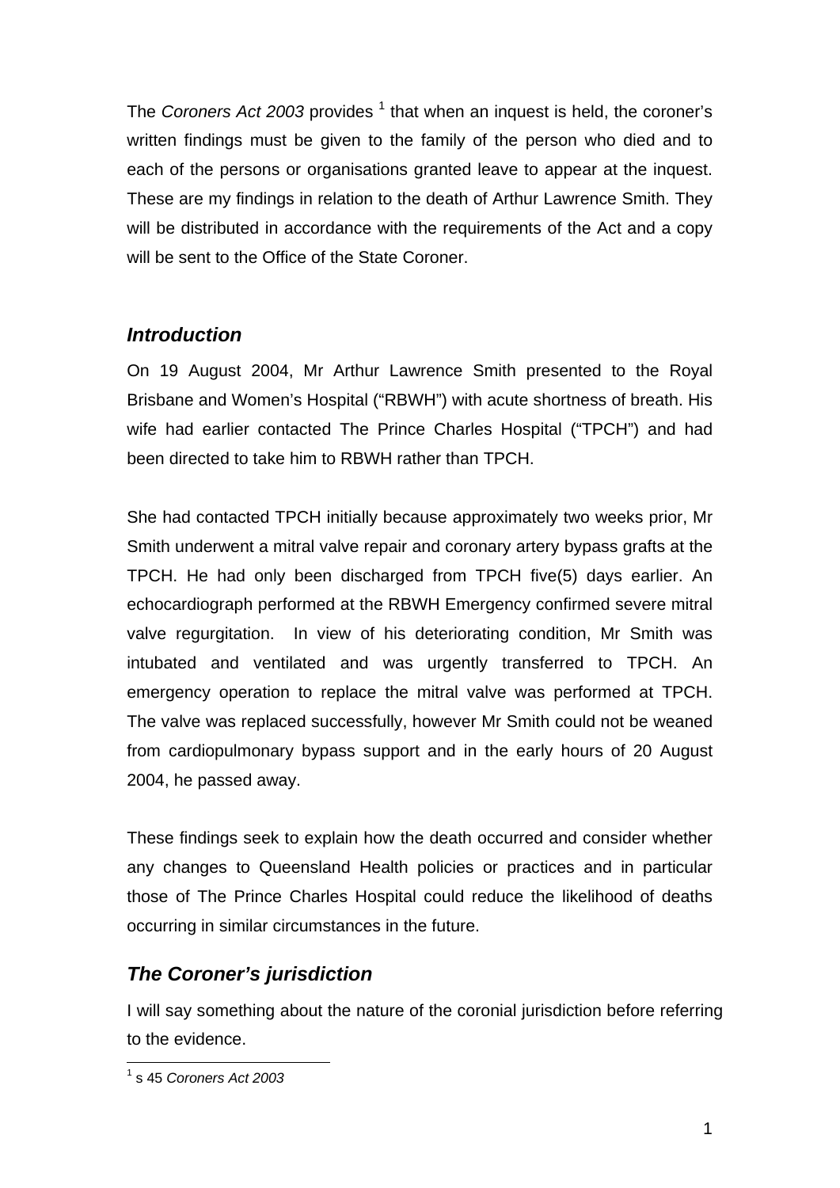The *Coroners Act 2003* provides [1] that when an inquest is held, the coroner's written findings must be given to the family of the person who died and to each of the persons or organisations granted leave to appear at the inquest. These are my findings in relation to the death of Arthur Lawrence Smith. They will be distributed in accordance with the requirements of the Act and a copy will be sent to the Office of the State Coroner.

## *Introduction*

On 19 August 2004, Mr Arthur Lawrence Smith presented to the Royal Brisbane and Women's Hospital ("RBWH") with acute shortness of breath. His wife had earlier contacted The Prince Charles Hospital ("TPCH") and had been directed to take him to RBWH rather than TPCH.

She had contacted TPCH initially because approximately two weeks prior, Mr Smith underwent a mitral valve repair and coronary artery bypass grafts at the TPCH. He had only been discharged from TPCH five(5) days earlier. An echocardiograph performed at the RBWH Emergency confirmed severe mitral valve regurgitation. In view of his deteriorating condition, Mr Smith was intubated and ventilated and was urgently transferred to TPCH. An emergency operation to replace the mitral valve was performed at TPCH. The valve was replaced successfully, however Mr Smith could not be weaned from cardiopulmonary bypass support and in the early hours of 20 August 2004, he passed away.

These findings seek to explain how the death occurred and consider whether any changes to Queensland Health policies or practices and in particular those of The Prince Charles Hospital could reduce the likelihood of deaths occurring in similar circumstances in the future.

## *The Coroner's jurisdiction*

I will say something about the nature of the coronial jurisdiction before referring to the evidence.

[1] s 45 *Coroners Act 2003*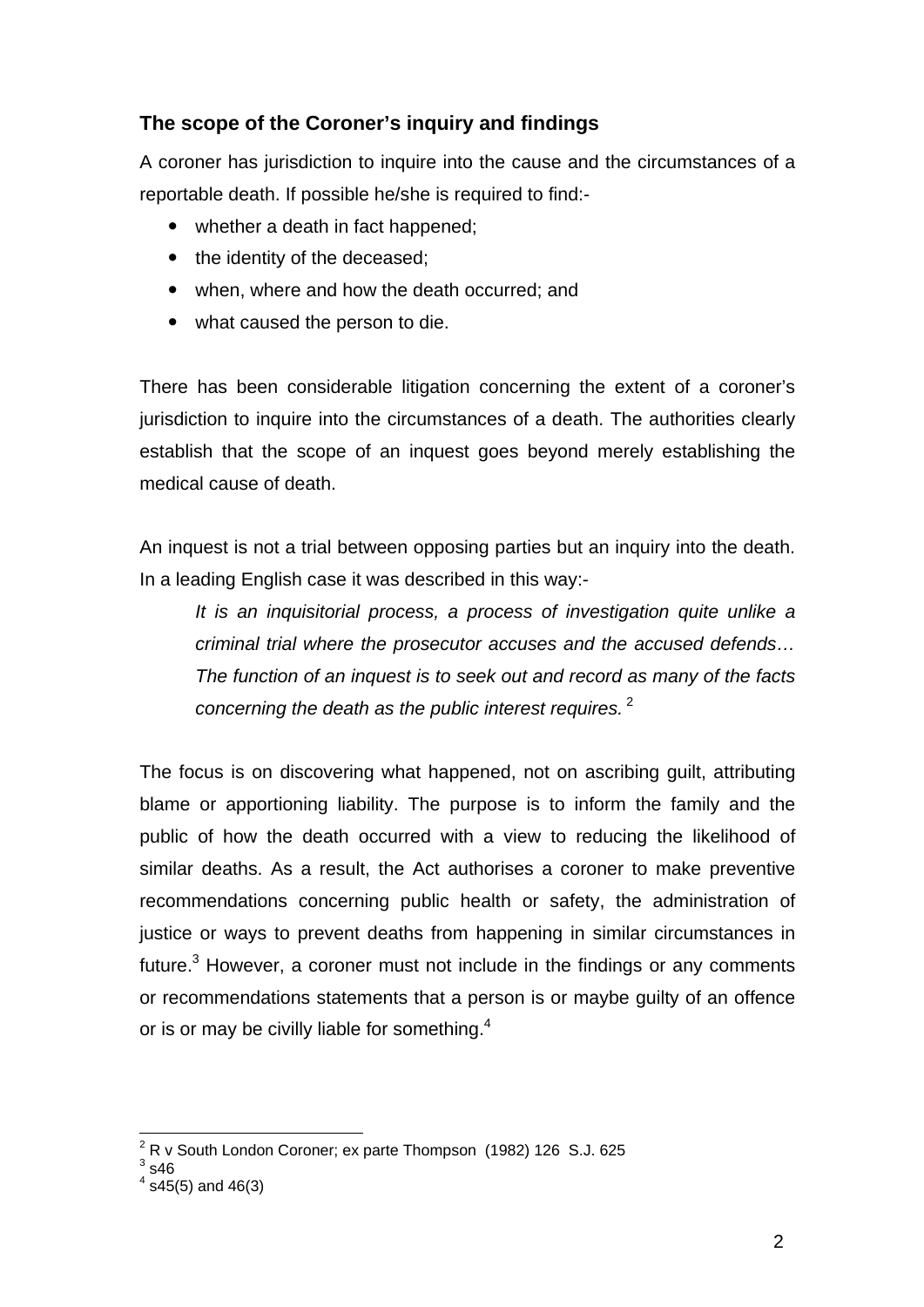## The scope of the Coroner's inquiry and findings

A coroner has jurisdiction to inquire into the cause and the circumstances of a reportable death. If possible he/she is required to find:-

- whether a death in fact happened;
- the identity of the deceased;
- when, where and how the death occurred; and
- what caused the person to die.

There has been considerable litigation concerning the extent of a coroner's jurisdiction to inquire into the circumstances of a death. The authorities clearly establish that the scope of an inquest goes beyond merely establishing the medical cause of death.

An inquest is not a trial between opposing parties but an inquiry into the death. In a leading English case it was described in this way:-

> *It is an inquisitorial process, a process of investigation quite unlike a criminal trial where the prosecutor accuses and the accused defends… The function of an inquest is to seek out and record as many of the facts concerning the death as the public interest requires.* [2]

The focus is on discovering what happened, not on ascribing guilt, attributing blame or apportioning liability. The purpose is to inform the family and the public of how the death occurred with a view to reducing the likelihood of similar deaths. As a result, the Act authorises a coroner to make preventive recommendations concerning public health or safety, the administration of justice or ways to prevent deaths from happening in similar circumstances in future.[3] However, a coroner must not include in the findings or any comments or recommendations statements that a person is or maybe guilty of an offence or is or may be civilly liable for something.[4]

---

[2] R v South London Coroner; ex parte Thompson (1982) 126 S.J. 625
[3] s46
[4] s45(5) and 46(3)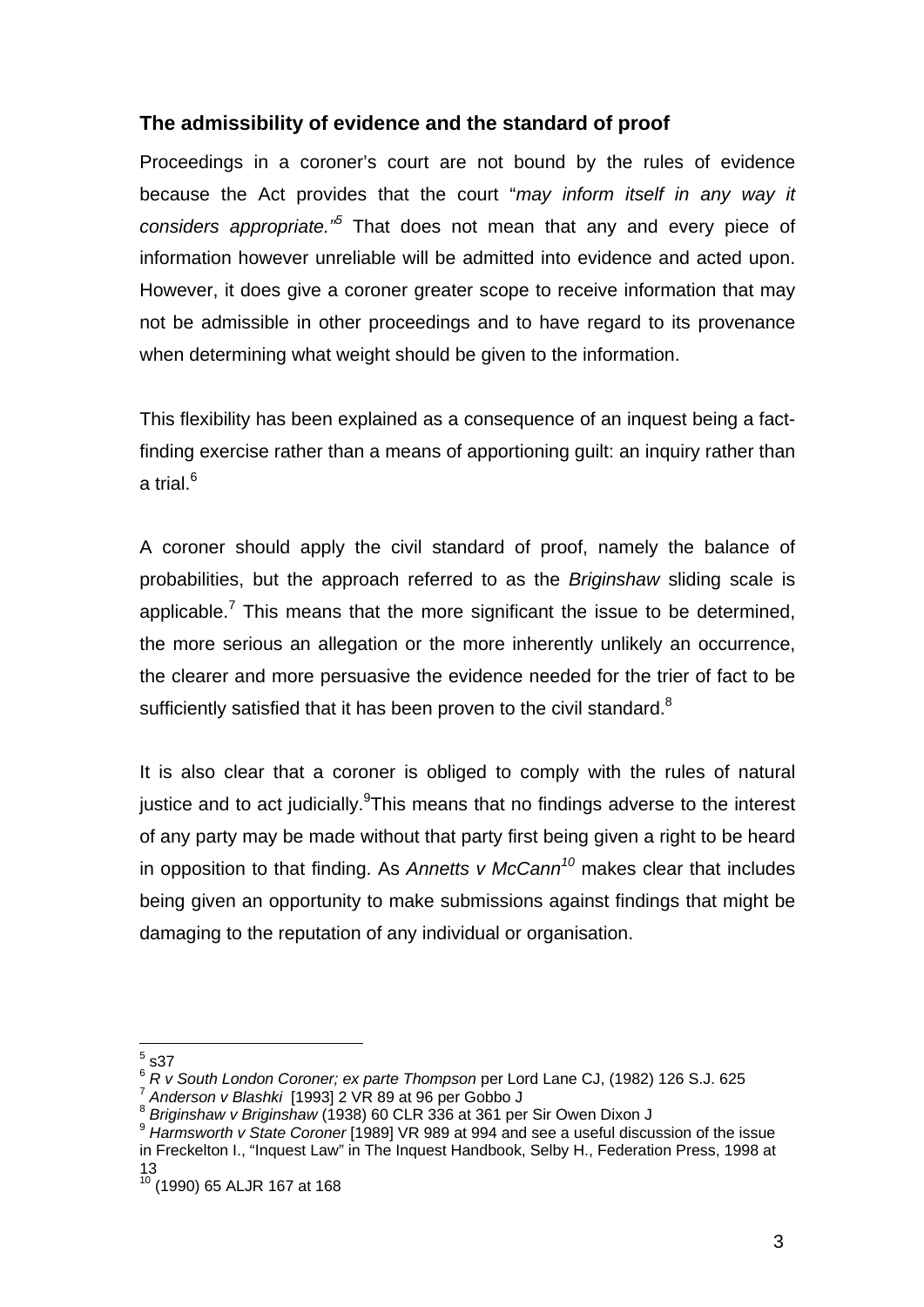### The admissibility of evidence and the standard of proof

Proceedings in a coroner's court are not bound by the rules of evidence because the Act provides that the court "*may inform itself in any way it considers appropriate.*"[5] That does not mean that any and every piece of information however unreliable will be admitted into evidence and acted upon. However, it does give a coroner greater scope to receive information that may not be admissible in other proceedings and to have regard to its provenance when determining what weight should be given to the information.

This flexibility has been explained as a consequence of an inquest being a fact-finding exercise rather than a means of apportioning guilt: an inquiry rather than a trial.[6]

A coroner should apply the civil standard of proof, namely the balance of probabilities, but the approach referred to as the *Briginshaw* sliding scale is applicable.[7] This means that the more significant the issue to be determined, the more serious an allegation or the more inherently unlikely an occurrence, the clearer and more persuasive the evidence needed for the trier of fact to be sufficiently satisfied that it has been proven to the civil standard.[8]

It is also clear that a coroner is obliged to comply with the rules of natural justice and to act judicially.[9]This means that no findings adverse to the interest of any party may be made without that party first being given a right to be heard in opposition to that finding. As *Annetts v McCann*[10] makes clear that includes being given an opportunity to make submissions against findings that might be damaging to the reputation of any individual or organisation.

---

[5] s37

[6] *R v South London Coroner; ex parte Thompson* per Lord Lane CJ, (1982) 126 S.J. 625

[7] *Anderson v Blashki* [1993] 2 VR 89 at 96 per Gobbo J

[8] *Briginshaw v Briginshaw* (1938) 60 CLR 336 at 361 per Sir Owen Dixon J

[9] *Harmsworth v State Coroner* [1989] VR 989 at 994 and see a useful discussion of the issue in Freckelton I., "Inquest Law" in The Inquest Handbook, Selby H., Federation Press, 1998 at 13

[10] (1990) 65 ALJR 167 at 168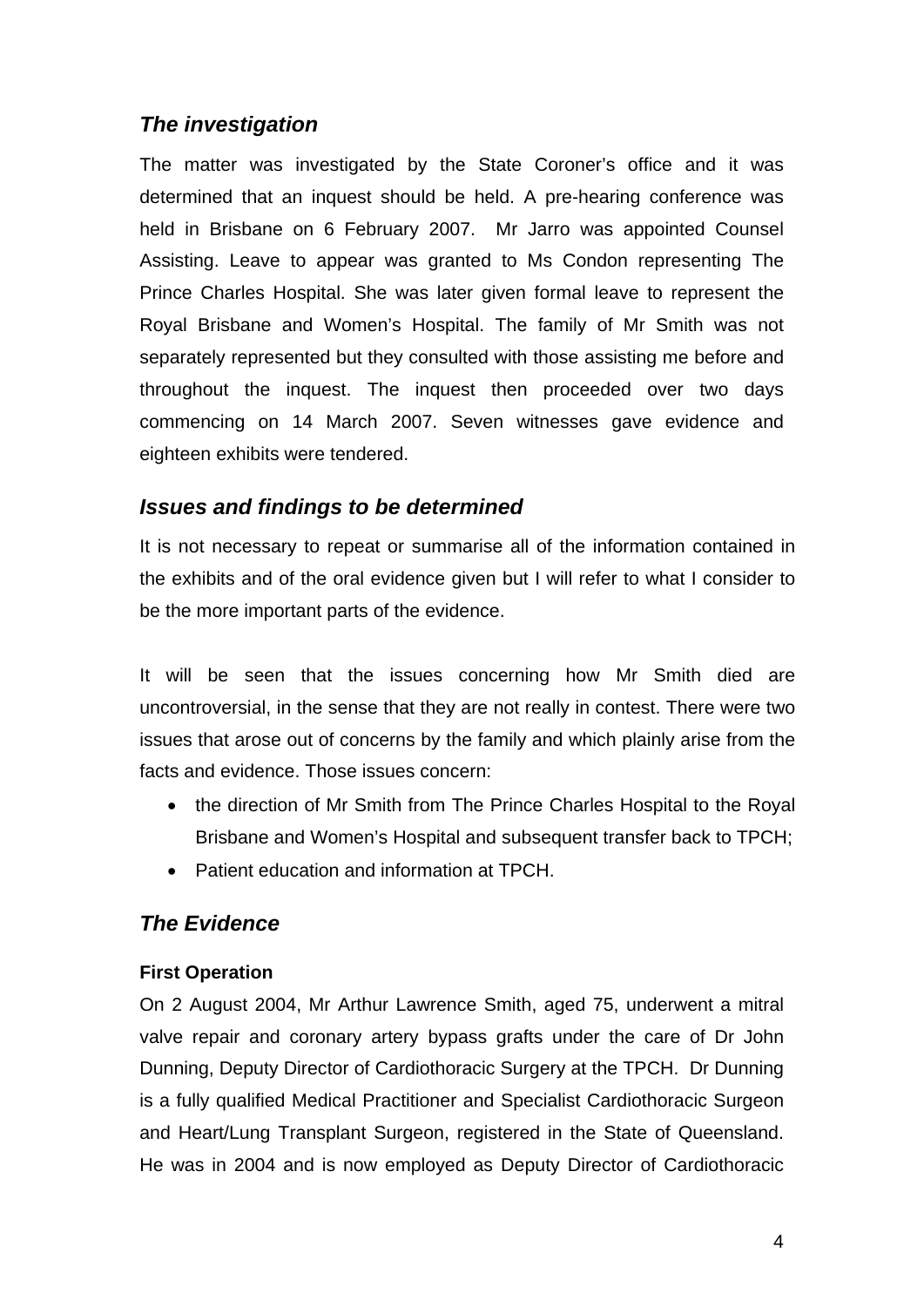## *The investigation*

The matter was investigated by the State Coroner's office and it was determined that an inquest should be held. A pre-hearing conference was held in Brisbane on 6 February 2007. Mr Jarro was appointed Counsel Assisting. Leave to appear was granted to Ms Condon representing The Prince Charles Hospital. She was later given formal leave to represent the Royal Brisbane and Women's Hospital. The family of Mr Smith was not separately represented but they consulted with those assisting me before and throughout the inquest. The inquest then proceeded over two days commencing on 14 March 2007. Seven witnesses gave evidence and eighteen exhibits were tendered.

## *Issues and findings to be determined*

It is not necessary to repeat or summarise all of the information contained in the exhibits and of the oral evidence given but I will refer to what I consider to be the more important parts of the evidence.

It will be seen that the issues concerning how Mr Smith died are uncontroversial, in the sense that they are not really in contest. There were two issues that arose out of concerns by the family and which plainly arise from the facts and evidence. Those issues concern:

- the direction of Mr Smith from The Prince Charles Hospital to the Royal Brisbane and Women's Hospital and subsequent transfer back to TPCH;
- Patient education and information at TPCH.

## *The Evidence*

### First Operation

On 2 August 2004, Mr Arthur Lawrence Smith, aged 75, underwent a mitral valve repair and coronary artery bypass grafts under the care of Dr John Dunning, Deputy Director of Cardiothoracic Surgery at the TPCH. Dr Dunning is a fully qualified Medical Practitioner and Specialist Cardiothoracic Surgeon and Heart/Lung Transplant Surgeon, registered in the State of Queensland. He was in 2004 and is now employed as Deputy Director of Cardiothoracic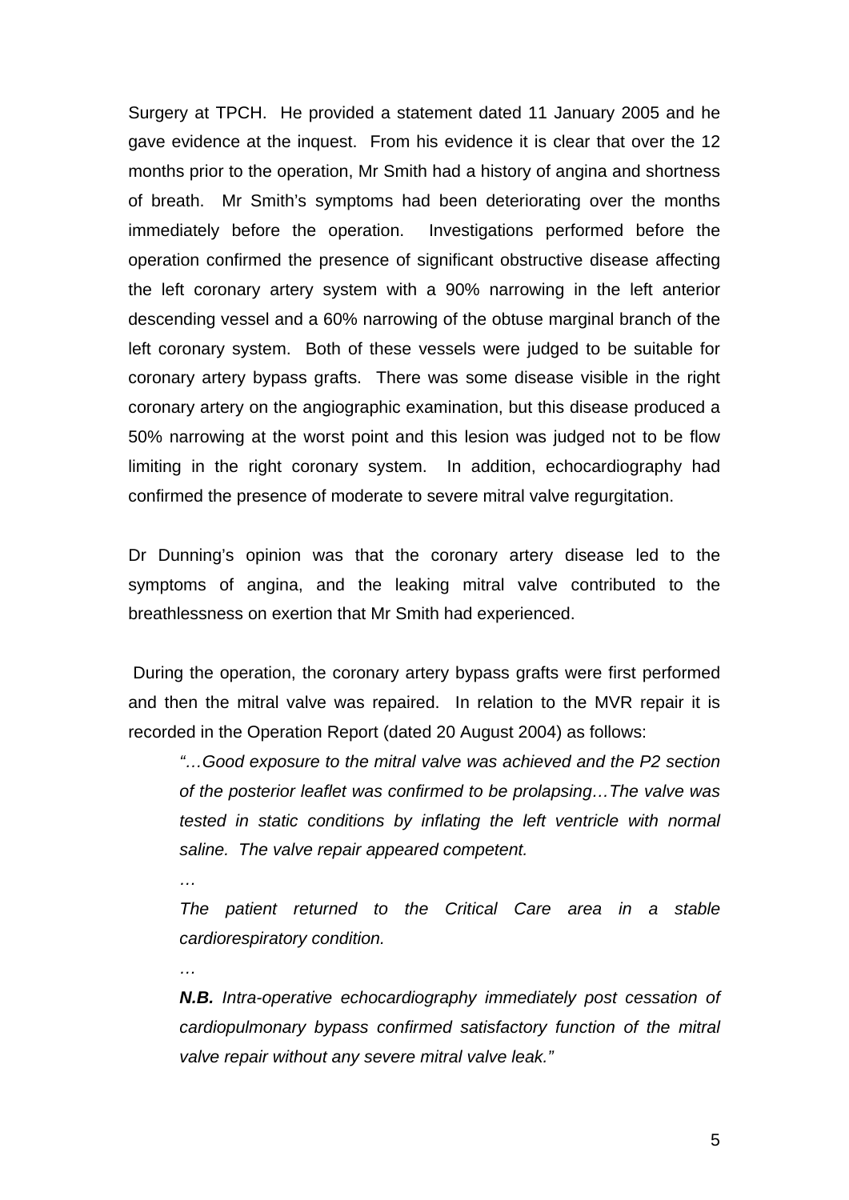Surgery at TPCH. He provided a statement dated 11 January 2005 and he gave evidence at the inquest. From his evidence it is clear that over the 12 months prior to the operation, Mr Smith had a history of angina and shortness of breath. Mr Smith's symptoms had been deteriorating over the months immediately before the operation. Investigations performed before the operation confirmed the presence of significant obstructive disease affecting the left coronary artery system with a 90% narrowing in the left anterior descending vessel and a 60% narrowing of the obtuse marginal branch of the left coronary system. Both of these vessels were judged to be suitable for coronary artery bypass grafts. There was some disease visible in the right coronary artery on the angiographic examination, but this disease produced a 50% narrowing at the worst point and this lesion was judged not to be flow limiting in the right coronary system. In addition, echocardiography had confirmed the presence of moderate to severe mitral valve regurgitation.

Dr Dunning's opinion was that the coronary artery disease led to the symptoms of angina, and the leaking mitral valve contributed to the breathlessness on exertion that Mr Smith had experienced.

During the operation, the coronary artery bypass grafts were first performed and then the mitral valve was repaired. In relation to the MVR repair it is recorded in the Operation Report (dated 20 August 2004) as follows:

> *"…Good exposure to the mitral valve was achieved and the P2 section of the posterior leaflet was confirmed to be prolapsing…The valve was tested in static conditions by inflating the left ventricle with normal saline. The valve repair appeared competent.*
>
> *…*
>
> *The patient returned to the Critical Care area in a stable cardiorespiratory condition.*
>
> *…*
>
> ***N.B.*** *Intra-operative echocardiography immediately post cessation of cardiopulmonary bypass confirmed satisfactory function of the mitral valve repair without any severe mitral valve leak."*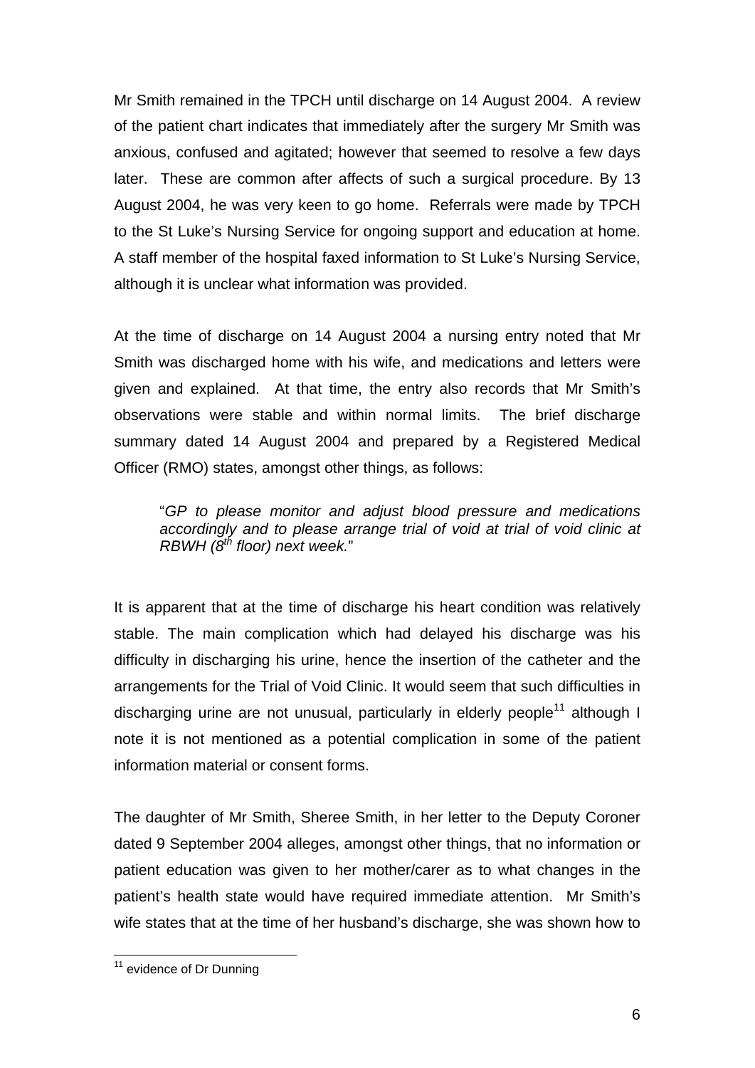Mr Smith remained in the TPCH until discharge on 14 August 2004. A review of the patient chart indicates that immediately after the surgery Mr Smith was anxious, confused and agitated; however that seemed to resolve a few days later. These are common after affects of such a surgical procedure. By 13 August 2004, he was very keen to go home. Referrals were made by TPCH to the St Luke's Nursing Service for ongoing support and education at home. A staff member of the hospital faxed information to St Luke's Nursing Service, although it is unclear what information was provided.

At the time of discharge on 14 August 2004 a nursing entry noted that Mr Smith was discharged home with his wife, and medications and letters were given and explained. At that time, the entry also records that Mr Smith's observations were stable and within normal limits. The brief discharge summary dated 14 August 2004 and prepared by a Registered Medical Officer (RMO) states, amongst other things, as follows:

> "*GP to please monitor and adjust blood pressure and medications accordingly and to please arrange trial of void at trial of void clinic at RBWH (8th floor) next week.*"

It is apparent that at the time of discharge his heart condition was relatively stable. The main complication which had delayed his discharge was his difficulty in discharging his urine, hence the insertion of the catheter and the arrangements for the Trial of Void Clinic. It would seem that such difficulties in discharging urine are not unusual, particularly in elderly people[11] although I note it is not mentioned as a potential complication in some of the patient information material or consent forms.

The daughter of Mr Smith, Sheree Smith, in her letter to the Deputy Coroner dated 9 September 2004 alleges, amongst other things, that no information or patient education was given to her mother/carer as to what changes in the patient's health state would have required immediate attention. Mr Smith's wife states that at the time of her husband's discharge, she was shown how to

---

[11] evidence of Dr Dunning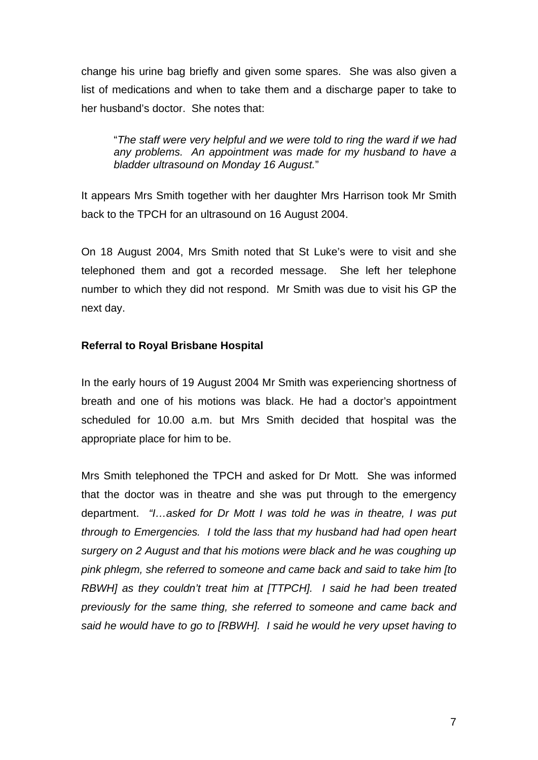change his urine bag briefly and given some spares. She was also given a list of medications and when to take them and a discharge paper to take to her husband's doctor. She notes that:

> "*The staff were very helpful and we were told to ring the ward if we had any problems. An appointment was made for my husband to have a bladder ultrasound on Monday 16 August.*"

It appears Mrs Smith together with her daughter Mrs Harrison took Mr Smith back to the TPCH for an ultrasound on 16 August 2004.

On 18 August 2004, Mrs Smith noted that St Luke's were to visit and she telephoned them and got a recorded message. She left her telephone number to which they did not respond. Mr Smith was due to visit his GP the next day.

**Referral to Royal Brisbane Hospital**

In the early hours of 19 August 2004 Mr Smith was experiencing shortness of breath and one of his motions was black. He had a doctor's appointment scheduled for 10.00 a.m. but Mrs Smith decided that hospital was the appropriate place for him to be.

Mrs Smith telephoned the TPCH and asked for Dr Mott. She was informed that the doctor was in theatre and she was put through to the emergency department. *"I…asked for Dr Mott I was told he was in theatre, I was put through to Emergencies. I told the lass that my husband had had open heart surgery on 2 August and that his motions were black and he was coughing up pink phlegm, she referred to someone and came back and said to take him [to RBWH] as they couldn't treat him at [TTPCH]. I said he had been treated previously for the same thing, she referred to someone and came back and said he would have to go to [RBWH]. I said he would he very upset having to*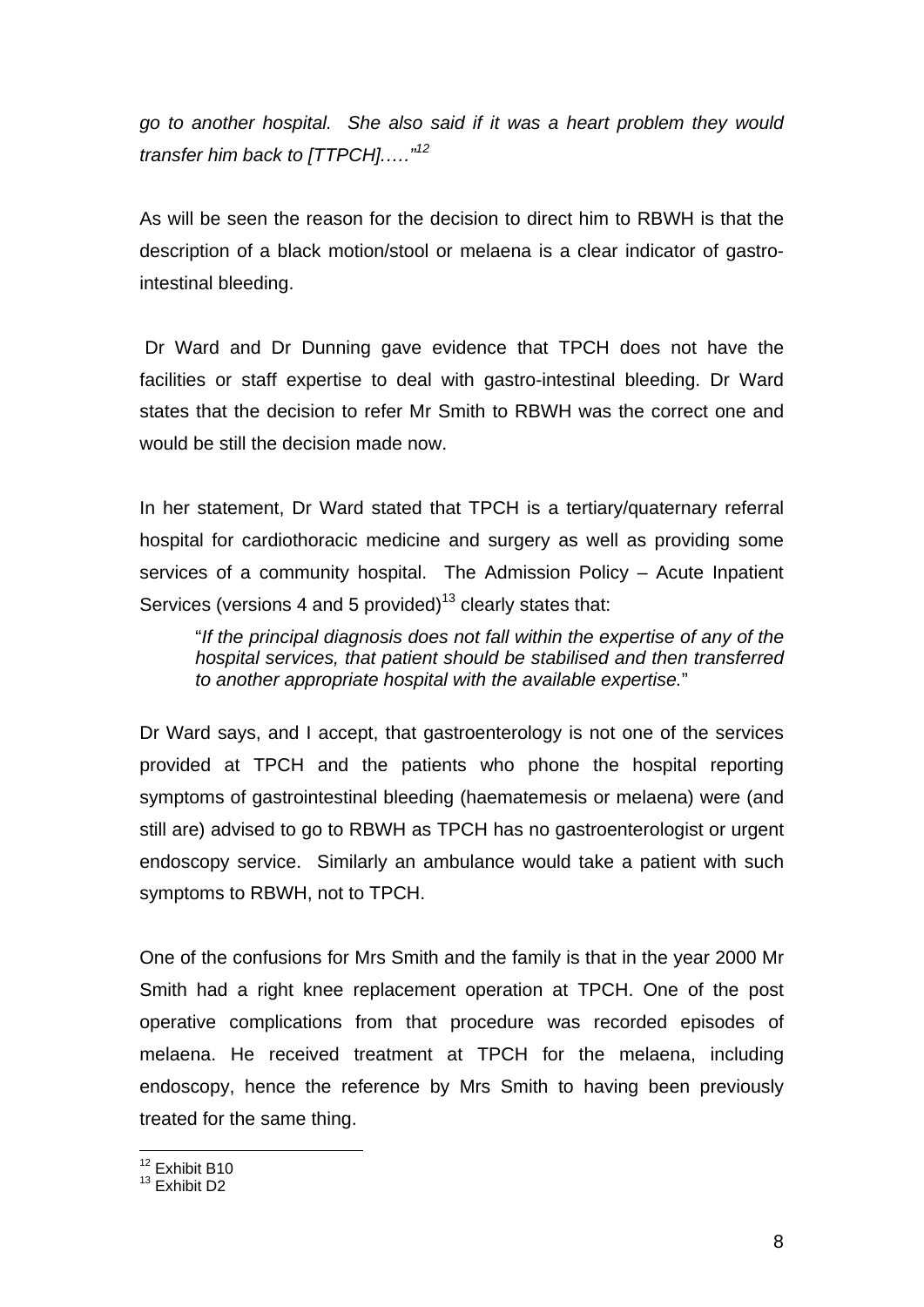*go to another hospital. She also said if it was a heart problem they would transfer him back to [TTPCH]….."*[12]

As will be seen the reason for the decision to direct him to RBWH is that the description of a black motion/stool or melaena is a clear indicator of gastro-intestinal bleeding.

Dr Ward and Dr Dunning gave evidence that TPCH does not have the facilities or staff expertise to deal with gastro-intestinal bleeding. Dr Ward states that the decision to refer Mr Smith to RBWH was the correct one and would be still the decision made now.

In her statement, Dr Ward stated that TPCH is a tertiary/quaternary referral hospital for cardiothoracic medicine and surgery as well as providing some services of a community hospital. The Admission Policy – Acute Inpatient Services (versions 4 and 5 provided)[13] clearly states that:

> "*If the principal diagnosis does not fall within the expertise of any of the hospital services, that patient should be stabilised and then transferred to another appropriate hospital with the available expertise.*"

Dr Ward says, and I accept, that gastroenterology is not one of the services provided at TPCH and the patients who phone the hospital reporting symptoms of gastrointestinal bleeding (haematemesis or melaena) were (and still are) advised to go to RBWH as TPCH has no gastroenterologist or urgent endoscopy service. Similarly an ambulance would take a patient with such symptoms to RBWH, not to TPCH.

One of the confusions for Mrs Smith and the family is that in the year 2000 Mr Smith had a right knee replacement operation at TPCH. One of the post operative complications from that procedure was recorded episodes of melaena. He received treatment at TPCH for the melaena, including endoscopy, hence the reference by Mrs Smith to having been previously treated for the same thing.

---

[12] Exhibit B10
[13] Exhibit D2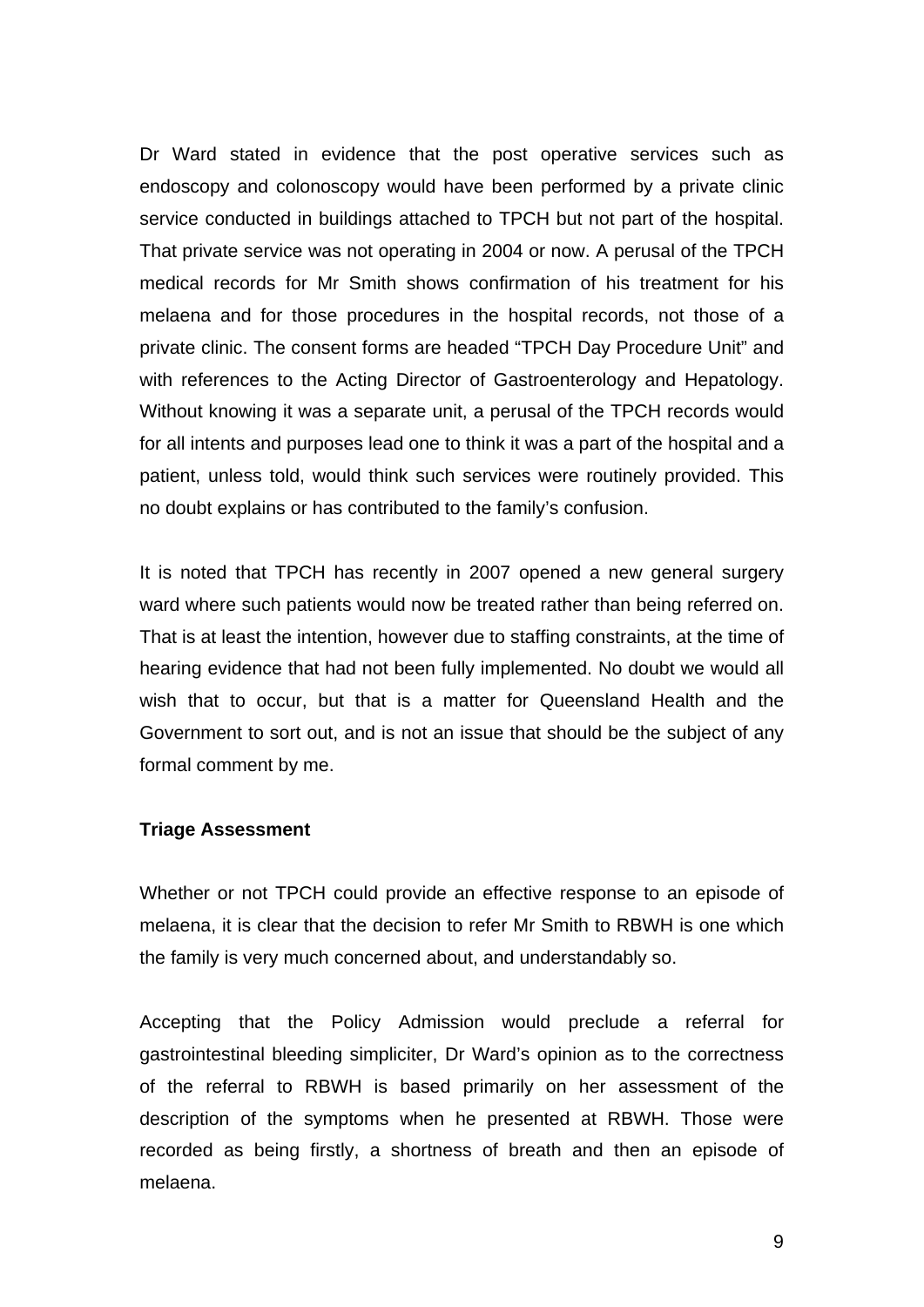Dr Ward stated in evidence that the post operative services such as endoscopy and colonoscopy would have been performed by a private clinic service conducted in buildings attached to TPCH but not part of the hospital. That private service was not operating in 2004 or now. A perusal of the TPCH medical records for Mr Smith shows confirmation of his treatment for his melaena and for those procedures in the hospital records, not those of a private clinic. The consent forms are headed "TPCH Day Procedure Unit" and with references to the Acting Director of Gastroenterology and Hepatology. Without knowing it was a separate unit, a perusal of the TPCH records would for all intents and purposes lead one to think it was a part of the hospital and a patient, unless told, would think such services were routinely provided. This no doubt explains or has contributed to the family's confusion.

It is noted that TPCH has recently in 2007 opened a new general surgery ward where such patients would now be treated rather than being referred on. That is at least the intention, however due to staffing constraints, at the time of hearing evidence that had not been fully implemented. No doubt we would all wish that to occur, but that is a matter for Queensland Health and the Government to sort out, and is not an issue that should be the subject of any formal comment by me.

**Triage Assessment**

Whether or not TPCH could provide an effective response to an episode of melaena, it is clear that the decision to refer Mr Smith to RBWH is one which the family is very much concerned about, and understandably so.

Accepting that the Policy Admission would preclude a referral for gastrointestinal bleeding simpliciter, Dr Ward's opinion as to the correctness of the referral to RBWH is based primarily on her assessment of the description of the symptoms when he presented at RBWH. Those were recorded as being firstly, a shortness of breath and then an episode of melaena.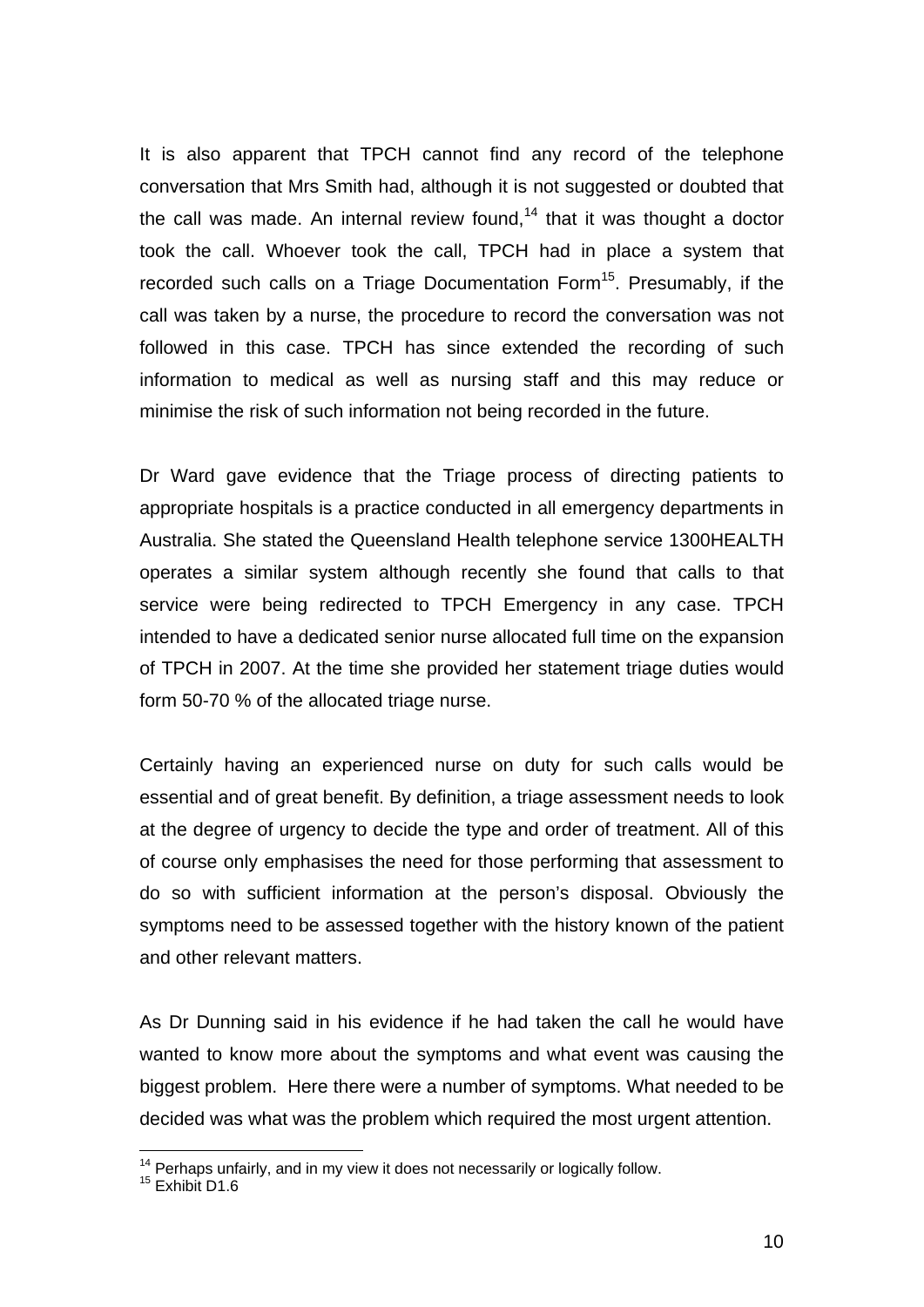It is also apparent that TPCH cannot find any record of the telephone conversation that Mrs Smith had, although it is not suggested or doubted that the call was made. An internal review found,[14] that it was thought a doctor took the call. Whoever took the call, TPCH had in place a system that recorded such calls on a Triage Documentation Form[15]. Presumably, if the call was taken by a nurse, the procedure to record the conversation was not followed in this case. TPCH has since extended the recording of such information to medical as well as nursing staff and this may reduce or minimise the risk of such information not being recorded in the future.

Dr Ward gave evidence that the Triage process of directing patients to appropriate hospitals is a practice conducted in all emergency departments in Australia. She stated the Queensland Health telephone service 1300HEALTH operates a similar system although recently she found that calls to that service were being redirected to TPCH Emergency in any case. TPCH intended to have a dedicated senior nurse allocated full time on the expansion of TPCH in 2007. At the time she provided her statement triage duties would form 50-70 % of the allocated triage nurse.

Certainly having an experienced nurse on duty for such calls would be essential and of great benefit. By definition, a triage assessment needs to look at the degree of urgency to decide the type and order of treatment. All of this of course only emphasises the need for those performing that assessment to do so with sufficient information at the person's disposal. Obviously the symptoms need to be assessed together with the history known of the patient and other relevant matters.

As Dr Dunning said in his evidence if he had taken the call he would have wanted to know more about the symptoms and what event was causing the biggest problem. Here there were a number of symptoms. What needed to be decided was what was the problem which required the most urgent attention.

---

[14] Perhaps unfairly, and in my view it does not necessarily or logically follow.

[15] Exhibit D1.6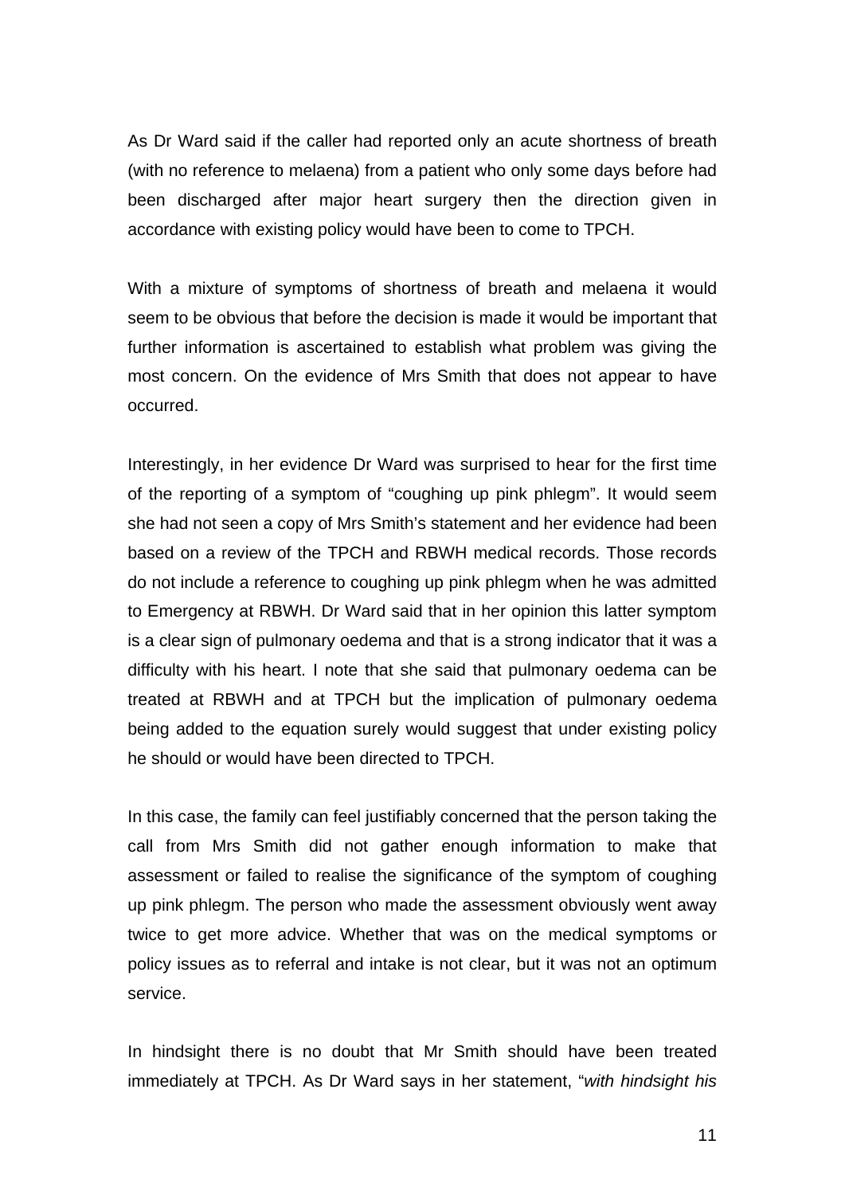As Dr Ward said if the caller had reported only an acute shortness of breath (with no reference to melaena) from a patient who only some days before had been discharged after major heart surgery then the direction given in accordance with existing policy would have been to come to TPCH.

With a mixture of symptoms of shortness of breath and melaena it would seem to be obvious that before the decision is made it would be important that further information is ascertained to establish what problem was giving the most concern. On the evidence of Mrs Smith that does not appear to have occurred.

Interestingly, in her evidence Dr Ward was surprised to hear for the first time of the reporting of a symptom of "coughing up pink phlegm". It would seem she had not seen a copy of Mrs Smith's statement and her evidence had been based on a review of the TPCH and RBWH medical records. Those records do not include a reference to coughing up pink phlegm when he was admitted to Emergency at RBWH. Dr Ward said that in her opinion this latter symptom is a clear sign of pulmonary oedema and that is a strong indicator that it was a difficulty with his heart. I note that she said that pulmonary oedema can be treated at RBWH and at TPCH but the implication of pulmonary oedema being added to the equation surely would suggest that under existing policy he should or would have been directed to TPCH.

In this case, the family can feel justifiably concerned that the person taking the call from Mrs Smith did not gather enough information to make that assessment or failed to realise the significance of the symptom of coughing up pink phlegm. The person who made the assessment obviously went away twice to get more advice. Whether that was on the medical symptoms or policy issues as to referral and intake is not clear, but it was not an optimum service.

In hindsight there is no doubt that Mr Smith should have been treated immediately at TPCH. As Dr Ward says in her statement, "*with hindsight his*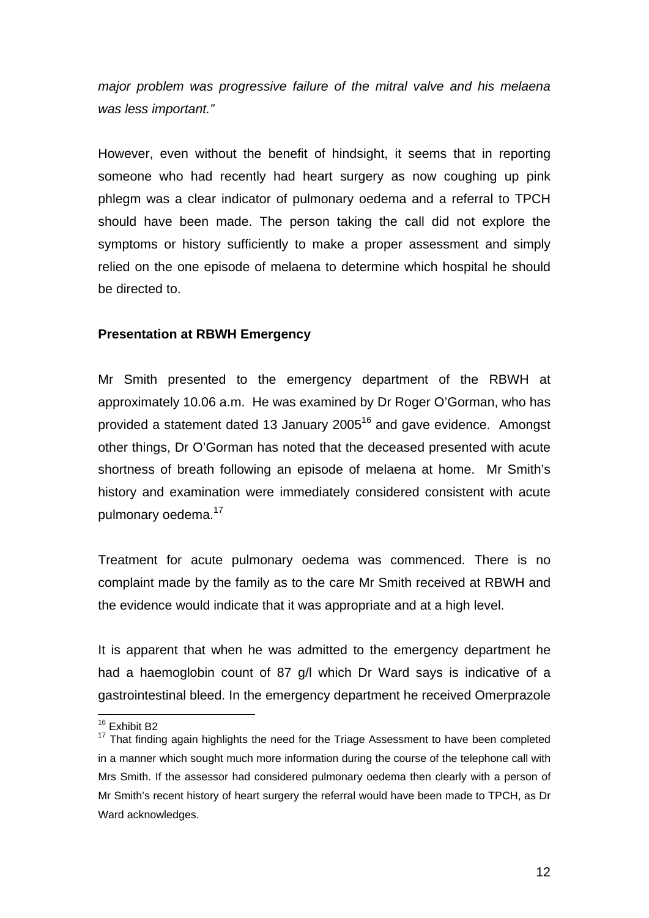*major problem was progressive failure of the mitral valve and his melaena was less important."*

However, even without the benefit of hindsight, it seems that in reporting someone who had recently had heart surgery as now coughing up pink phlegm was a clear indicator of pulmonary oedema and a referral to TPCH should have been made. The person taking the call did not explore the symptoms or history sufficiently to make a proper assessment and simply relied on the one episode of melaena to determine which hospital he should be directed to.

**Presentation at RBWH Emergency**

Mr Smith presented to the emergency department of the RBWH at approximately 10.06 a.m. He was examined by Dr Roger O'Gorman, who has provided a statement dated 13 January 2005[16] and gave evidence. Amongst other things, Dr O'Gorman has noted that the deceased presented with acute shortness of breath following an episode of melaena at home. Mr Smith's history and examination were immediately considered consistent with acute pulmonary oedema.[17]

Treatment for acute pulmonary oedema was commenced. There is no complaint made by the family as to the care Mr Smith received at RBWH and the evidence would indicate that it was appropriate and at a high level.

It is apparent that when he was admitted to the emergency department he had a haemoglobin count of 87 g/l which Dr Ward says is indicative of a gastrointestinal bleed. In the emergency department he received Omerprazole

[16] Exhibit B2

[17] That finding again highlights the need for the Triage Assessment to have been completed in a manner which sought much more information during the course of the telephone call with Mrs Smith. If the assessor had considered pulmonary oedema then clearly with a person of Mr Smith's recent history of heart surgery the referral would have been made to TPCH, as Dr Ward acknowledges.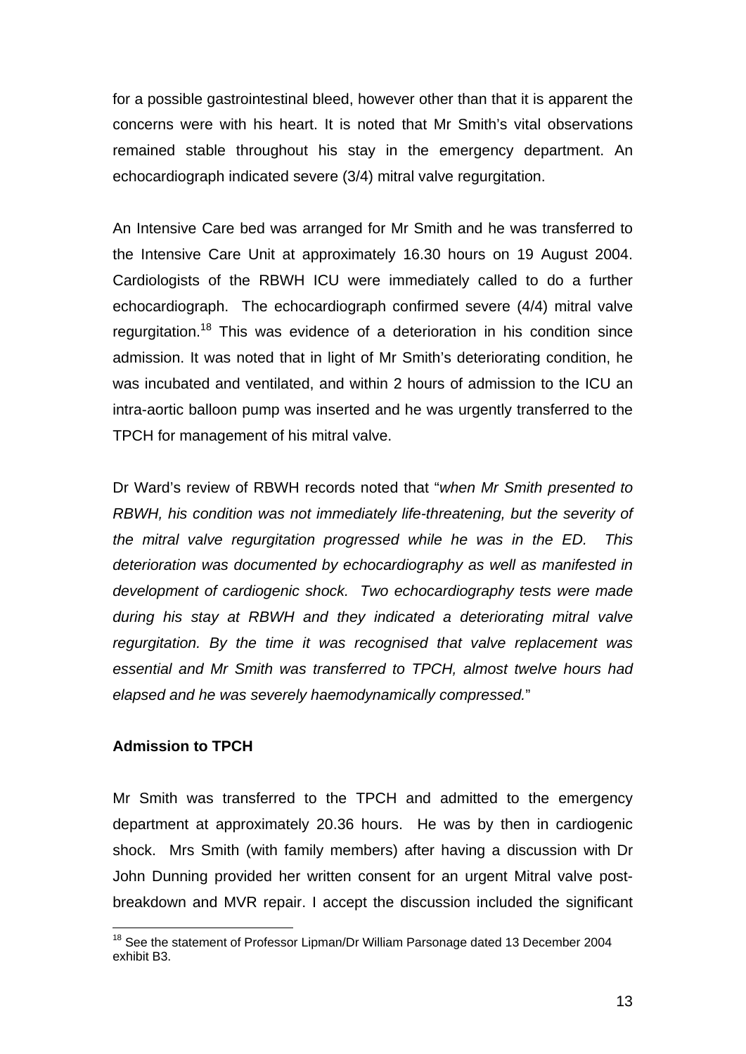for a possible gastrointestinal bleed, however other than that it is apparent the concerns were with his heart. It is noted that Mr Smith's vital observations remained stable throughout his stay in the emergency department. An echocardiograph indicated severe (3/4) mitral valve regurgitation.

An Intensive Care bed was arranged for Mr Smith and he was transferred to the Intensive Care Unit at approximately 16.30 hours on 19 August 2004. Cardiologists of the RBWH ICU were immediately called to do a further echocardiograph. The echocardiograph confirmed severe (4/4) mitral valve regurgitation.[18] This was evidence of a deterioration in his condition since admission. It was noted that in light of Mr Smith's deteriorating condition, he was incubated and ventilated, and within 2 hours of admission to the ICU an intra-aortic balloon pump was inserted and he was urgently transferred to the TPCH for management of his mitral valve.

Dr Ward's review of RBWH records noted that "*when Mr Smith presented to RBWH, his condition was not immediately life-threatening, but the severity of the mitral valve regurgitation progressed while he was in the ED. This deterioration was documented by echocardiography as well as manifested in development of cardiogenic shock. Two echocardiography tests were made during his stay at RBWH and they indicated a deteriorating mitral valve regurgitation. By the time it was recognised that valve replacement was essential and Mr Smith was transferred to TPCH, almost twelve hours had elapsed and he was severely haemodynamically compressed.*"

**Admission to TPCH**

Mr Smith was transferred to the TPCH and admitted to the emergency department at approximately 20.36 hours. He was by then in cardiogenic shock. Mrs Smith (with family members) after having a discussion with Dr John Dunning provided her written consent for an urgent Mitral valve post-breakdown and MVR repair. I accept the discussion included the significant

---

[18] See the statement of Professor Lipman/Dr William Parsonage dated 13 December 2004 exhibit B3.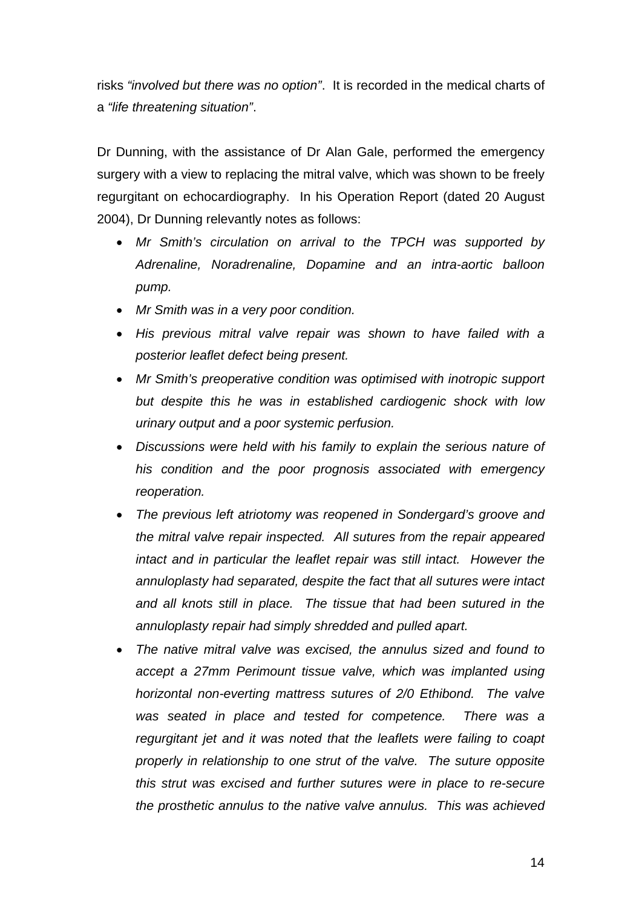risks *"involved but there was no option"*. It is recorded in the medical charts of a *"life threatening situation"*.

Dr Dunning, with the assistance of Dr Alan Gale, performed the emergency surgery with a view to replacing the mitral valve, which was shown to be freely regurgitant on echocardiography. In his Operation Report (dated 20 August 2004), Dr Dunning relevantly notes as follows:

- *Mr Smith's circulation on arrival to the TPCH was supported by Adrenaline, Noradrenaline, Dopamine and an intra-aortic balloon pump.*
- *Mr Smith was in a very poor condition.*
- *His previous mitral valve repair was shown to have failed with a posterior leaflet defect being present.*
- *Mr Smith's preoperative condition was optimised with inotropic support but despite this he was in established cardiogenic shock with low urinary output and a poor systemic perfusion.*
- *Discussions were held with his family to explain the serious nature of his condition and the poor prognosis associated with emergency reoperation.*
- *The previous left atriotomy was reopened in Sondergard's groove and the mitral valve repair inspected. All sutures from the repair appeared intact and in particular the leaflet repair was still intact. However the annuloplasty had separated, despite the fact that all sutures were intact and all knots still in place. The tissue that had been sutured in the annuloplasty repair had simply shredded and pulled apart.*
- *The native mitral valve was excised, the annulus sized and found to accept a 27mm Perimount tissue valve, which was implanted using horizontal non-everting mattress sutures of 2/0 Ethibond. The valve was seated in place and tested for competence. There was a regurgitant jet and it was noted that the leaflets were failing to coapt properly in relationship to one strut of the valve. The suture opposite this strut was excised and further sutures were in place to re-secure the prosthetic annulus to the native valve annulus. This was achieved*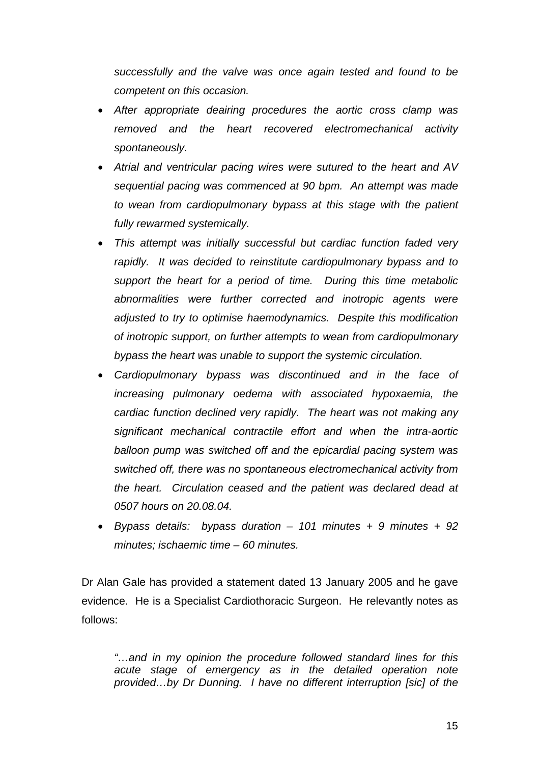*successfully and the valve was once again tested and found to be competent on this occasion.*

- *After appropriate deairing procedures the aortic cross clamp was removed and the heart recovered electromechanical activity spontaneously.*
- *Atrial and ventricular pacing wires were sutured to the heart and AV sequential pacing was commenced at 90 bpm. An attempt was made to wean from cardiopulmonary bypass at this stage with the patient fully rewarmed systemically.*
- *This attempt was initially successful but cardiac function faded very rapidly. It was decided to reinstitute cardiopulmonary bypass and to support the heart for a period of time. During this time metabolic abnormalities were further corrected and inotropic agents were adjusted to try to optimise haemodynamics. Despite this modification of inotropic support, on further attempts to wean from cardiopulmonary bypass the heart was unable to support the systemic circulation.*
- *Cardiopulmonary bypass was discontinued and in the face of increasing pulmonary oedema with associated hypoxaemia, the cardiac function declined very rapidly. The heart was not making any significant mechanical contractile effort and when the intra-aortic balloon pump was switched off and the epicardial pacing system was switched off, there was no spontaneous electromechanical activity from the heart. Circulation ceased and the patient was declared dead at 0507 hours on 20.08.04.*
- *Bypass details: bypass duration – 101 minutes + 9 minutes + 92 minutes; ischaemic time – 60 minutes.*

Dr Alan Gale has provided a statement dated 13 January 2005 and he gave evidence. He is a Specialist Cardiothoracic Surgeon. He relevantly notes as follows:

> *"…and in my opinion the procedure followed standard lines for this acute stage of emergency as in the detailed operation note provided…by Dr Dunning. I have no different interruption [sic] of the*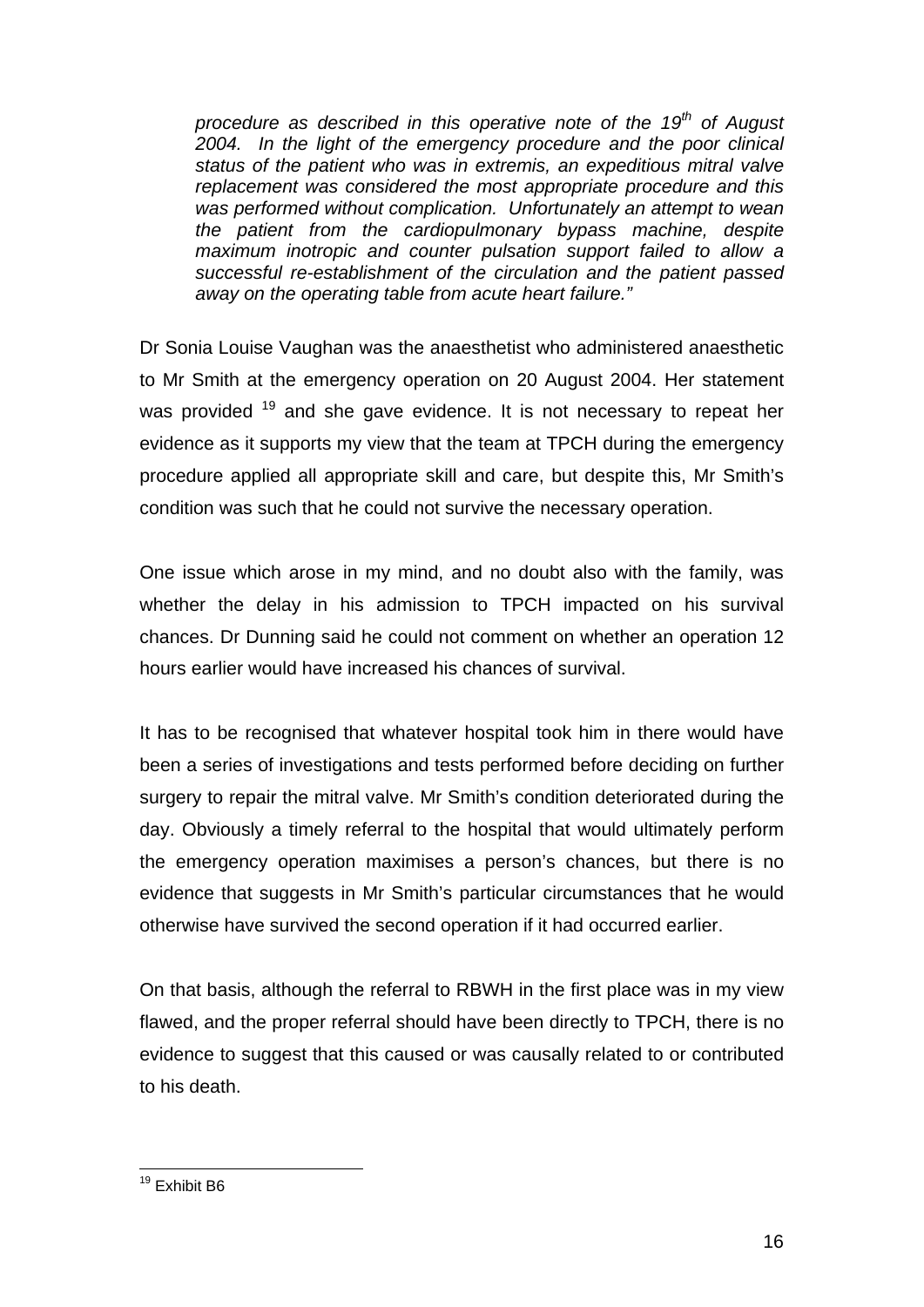*procedure as described in this operative note of the 19th of August 2004. In the light of the emergency procedure and the poor clinical status of the patient who was in extremis, an expeditious mitral valve replacement was considered the most appropriate procedure and this was performed without complication. Unfortunately an attempt to wean the patient from the cardiopulmonary bypass machine, despite maximum inotropic and counter pulsation support failed to allow a successful re-establishment of the circulation and the patient passed away on the operating table from acute heart failure."*

Dr Sonia Louise Vaughan was the anaesthetist who administered anaesthetic to Mr Smith at the emergency operation on 20 August 2004. Her statement was provided [19] and she gave evidence. It is not necessary to repeat her evidence as it supports my view that the team at TPCH during the emergency procedure applied all appropriate skill and care, but despite this, Mr Smith's condition was such that he could not survive the necessary operation.

One issue which arose in my mind, and no doubt also with the family, was whether the delay in his admission to TPCH impacted on his survival chances. Dr Dunning said he could not comment on whether an operation 12 hours earlier would have increased his chances of survival.

It has to be recognised that whatever hospital took him in there would have been a series of investigations and tests performed before deciding on further surgery to repair the mitral valve. Mr Smith's condition deteriorated during the day. Obviously a timely referral to the hospital that would ultimately perform the emergency operation maximises a person's chances, but there is no evidence that suggests in Mr Smith's particular circumstances that he would otherwise have survived the second operation if it had occurred earlier.

On that basis, although the referral to RBWH in the first place was in my view flawed, and the proper referral should have been directly to TPCH, there is no evidence to suggest that this caused or was causally related to or contributed to his death.

---

[19] Exhibit B6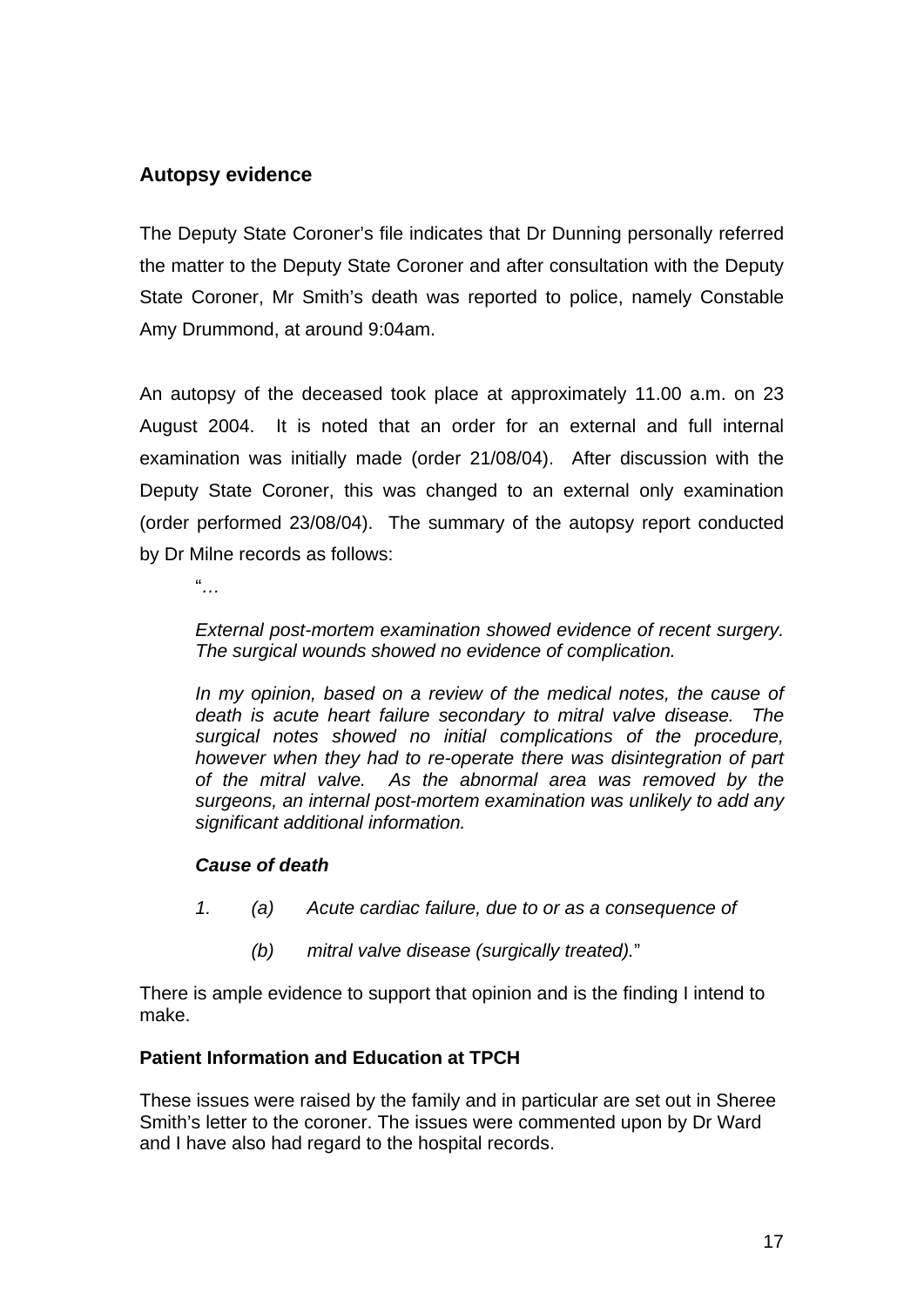## Autopsy evidence

The Deputy State Coroner's file indicates that Dr Dunning personally referred the matter to the Deputy State Coroner and after consultation with the Deputy State Coroner, Mr Smith's death was reported to police, namely Constable Amy Drummond, at around 9:04am.

An autopsy of the deceased took place at approximately 11.00 a.m. on 23 August 2004. It is noted that an order for an external and full internal examination was initially made (order 21/08/04). After discussion with the Deputy State Coroner, this was changed to an external only examination (order performed 23/08/04). The summary of the autopsy report conducted by Dr Milne records as follows:

> "…
>
> *External post-mortem examination showed evidence of recent surgery. The surgical wounds showed no evidence of complication.*
>
> *In my opinion, based on a review of the medical notes, the cause of death is acute heart failure secondary to mitral valve disease. The surgical notes showed no initial complications of the procedure, however when they had to re-operate there was disintegration of part of the mitral valve. As the abnormal area was removed by the surgeons, an internal post-mortem examination was unlikely to add any significant additional information.*
>
> ***Cause of death***
>
> *1. (a) Acute cardiac failure, due to or as a consequence of*
>
> *(b) mitral valve disease (surgically treated).*"

There is ample evidence to support that opinion and is the finding I intend to make.

**Patient Information and Education at TPCH**

These issues were raised by the family and in particular are set out in Sheree Smith's letter to the coroner. The issues were commented upon by Dr Ward and I have also had regard to the hospital records.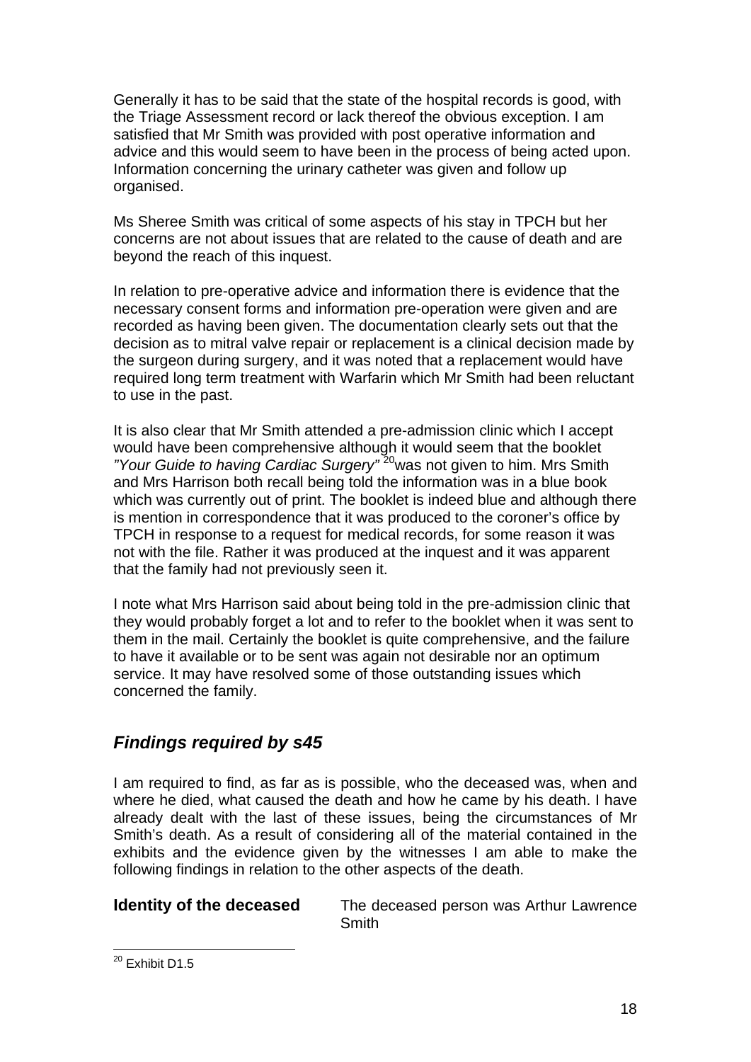Generally it has to be said that the state of the hospital records is good, with the Triage Assessment record or lack thereof the obvious exception. I am satisfied that Mr Smith was provided with post operative information and advice and this would seem to have been in the process of being acted upon. Information concerning the urinary catheter was given and follow up organised.

Ms Sheree Smith was critical of some aspects of his stay in TPCH but her concerns are not about issues that are related to the cause of death and are beyond the reach of this inquest.

In relation to pre-operative advice and information there is evidence that the necessary consent forms and information pre-operation were given and are recorded as having been given. The documentation clearly sets out that the decision as to mitral valve repair or replacement is a clinical decision made by the surgeon during surgery, and it was noted that a replacement would have required long term treatment with Warfarin which Mr Smith had been reluctant to use in the past.

It is also clear that Mr Smith attended a pre-admission clinic which I accept would have been comprehensive although it would seem that the booklet *"Your Guide to having Cardiac Surgery"* [20] was not given to him. Mrs Smith and Mrs Harrison both recall being told the information was in a blue book which was currently out of print. The booklet is indeed blue and although there is mention in correspondence that it was produced to the coroner's office by TPCH in response to a request for medical records, for some reason it was not with the file. Rather it was produced at the inquest and it was apparent that the family had not previously seen it.

I note what Mrs Harrison said about being told in the pre-admission clinic that they would probably forget a lot and to refer to the booklet when it was sent to them in the mail. Certainly the booklet is quite comprehensive, and the failure to have it available or to be sent was again not desirable nor an optimum service. It may have resolved some of those outstanding issues which concerned the family.

## *Findings required by s45*

I am required to find, as far as is possible, who the deceased was, when and where he died, what caused the death and how he came by his death. I have already dealt with the last of these issues, being the circumstances of Mr Smith's death. As a result of considering all of the material contained in the exhibits and the evidence given by the witnesses I am able to make the following findings in relation to the other aspects of the death.

**Identity of the deceased** The deceased person was Arthur Lawrence Smith

[20] Exhibit D1.5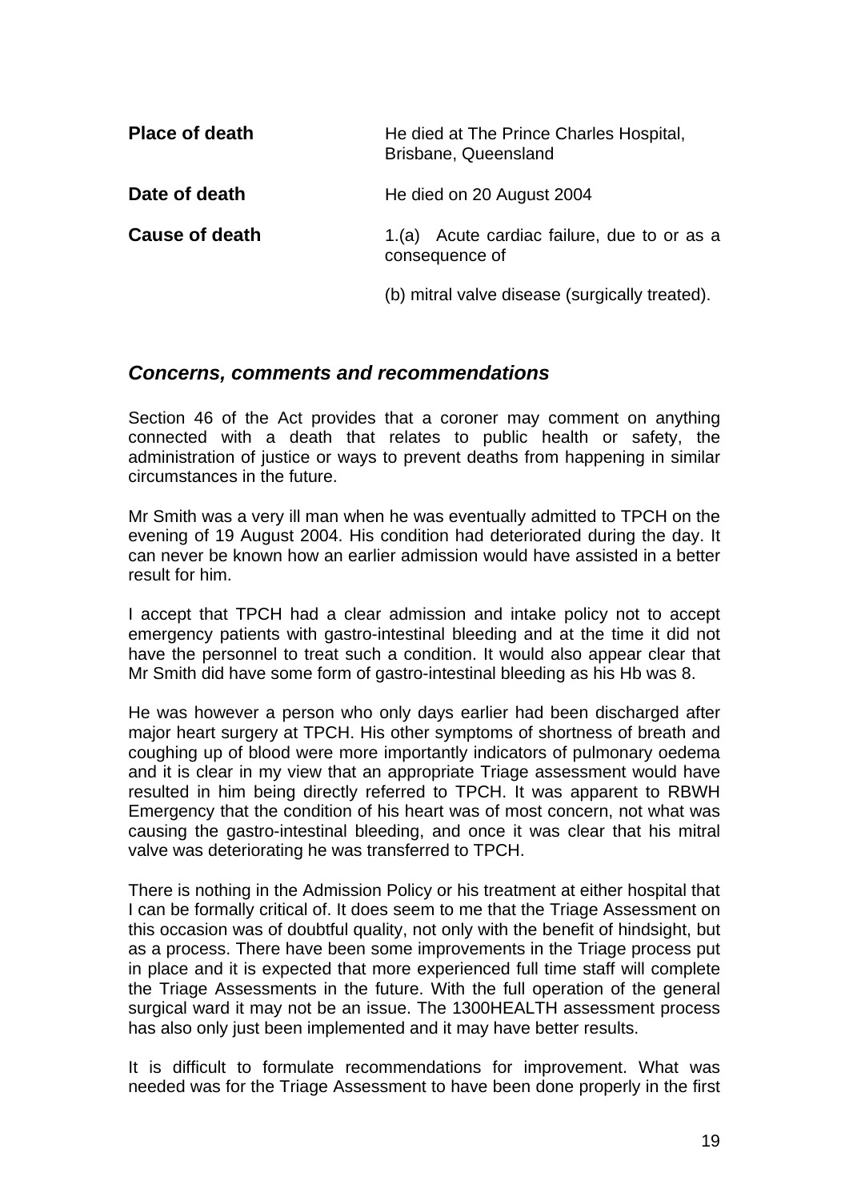**Place of death** He died at The Prince Charles Hospital, Brisbane, Queensland

**Date of death** He died on 20 August 2004

**Cause of death** 1.(a) Acute cardiac failure, due to or as a consequence of

(b) mitral valve disease (surgically treated).

## *Concerns, comments and recommendations*

Section 46 of the Act provides that a coroner may comment on anything connected with a death that relates to public health or safety, the administration of justice or ways to prevent deaths from happening in similar circumstances in the future.

Mr Smith was a very ill man when he was eventually admitted to TPCH on the evening of 19 August 2004. His condition had deteriorated during the day. It can never be known how an earlier admission would have assisted in a better result for him.

I accept that TPCH had a clear admission and intake policy not to accept emergency patients with gastro-intestinal bleeding and at the time it did not have the personnel to treat such a condition. It would also appear clear that Mr Smith did have some form of gastro-intestinal bleeding as his Hb was 8.

He was however a person who only days earlier had been discharged after major heart surgery at TPCH. His other symptoms of shortness of breath and coughing up of blood were more importantly indicators of pulmonary oedema and it is clear in my view that an appropriate Triage assessment would have resulted in him being directly referred to TPCH. It was apparent to RBWH Emergency that the condition of his heart was of most concern, not what was causing the gastro-intestinal bleeding, and once it was clear that his mitral valve was deteriorating he was transferred to TPCH.

There is nothing in the Admission Policy or his treatment at either hospital that I can be formally critical of. It does seem to me that the Triage Assessment on this occasion was of doubtful quality, not only with the benefit of hindsight, but as a process. There have been some improvements in the Triage process put in place and it is expected that more experienced full time staff will complete the Triage Assessments in the future. With the full operation of the general surgical ward it may not be an issue. The 1300HEALTH assessment process has also only just been implemented and it may have better results.

It is difficult to formulate recommendations for improvement. What was needed was for the Triage Assessment to have been done properly in the first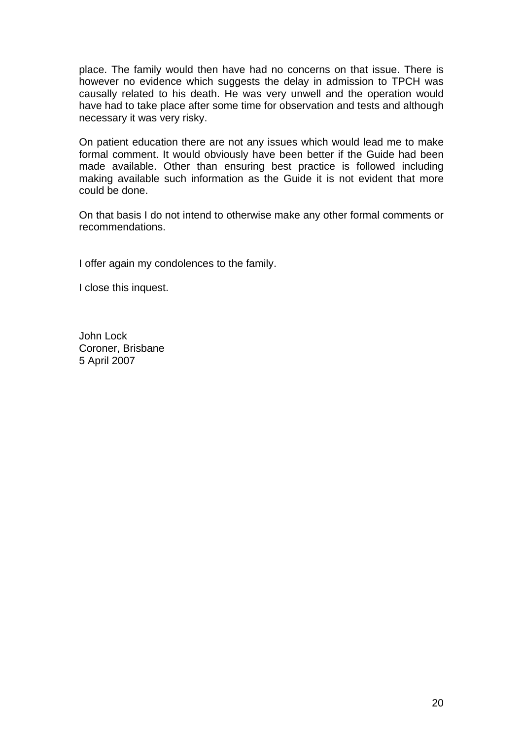place. The family would then have had no concerns on that issue. There is however no evidence which suggests the delay in admission to TPCH was causally related to his death. He was very unwell and the operation would have had to take place after some time for observation and tests and although necessary it was very risky.

On patient education there are not any issues which would lead me to make formal comment. It would obviously have been better if the Guide had been made available. Other than ensuring best practice is followed including making available such information as the Guide it is not evident that more could be done.

On that basis I do not intend to otherwise make any other formal comments or recommendations.

I offer again my condolences to the family.

I close this inquest.

John Lock
Coroner, Brisbane
5 April 2007